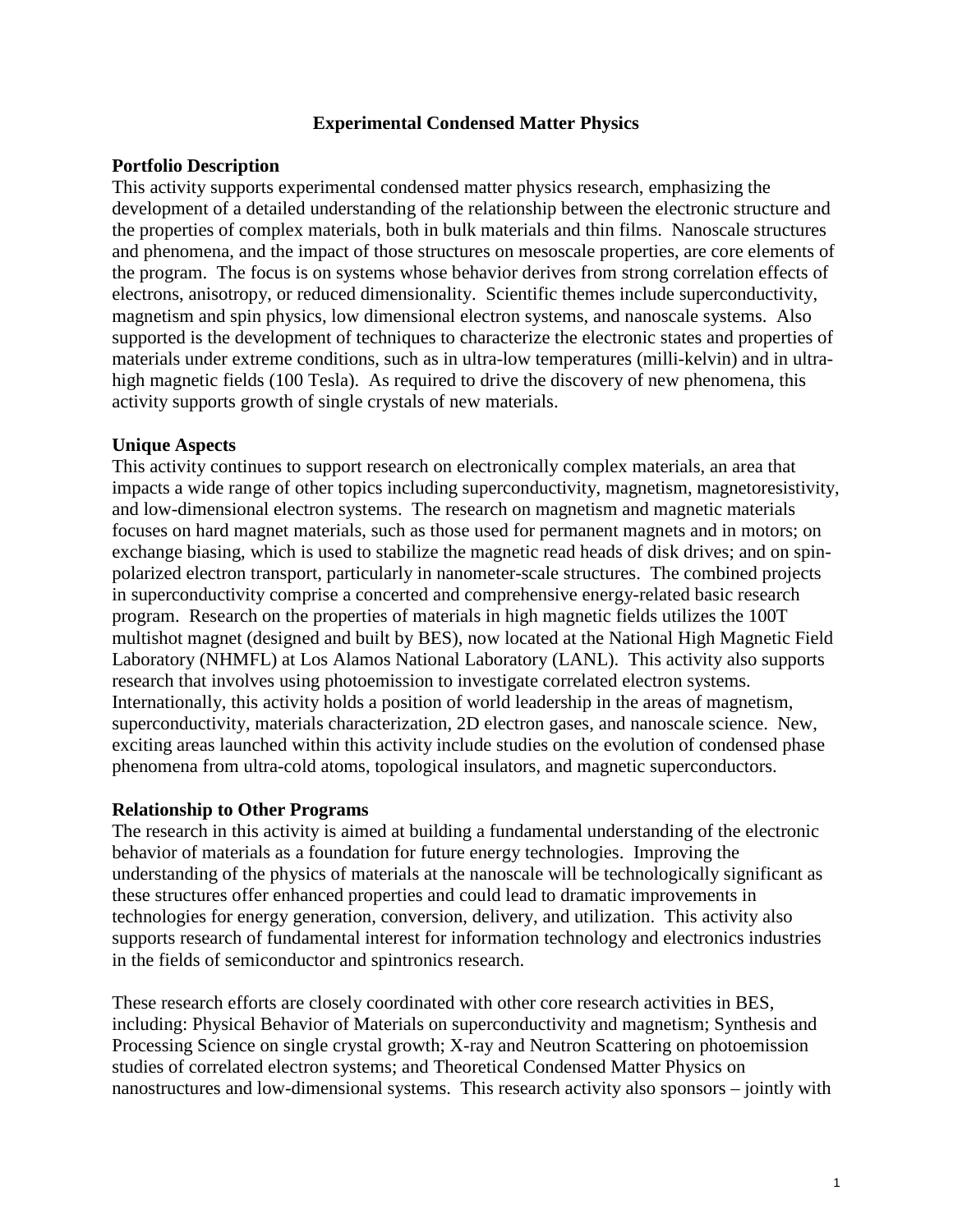# Experimental Condensed Matter Physics

## Portfolio Description

This activity supports experimental condensed matter physics research, emphasizing the development of a detailed understanding of the relationship between the electronic structure and the properties of complex materials, both in bulk materials and thin films. Nanoscale structures and phenomena, and the impact of those structures on mesoscale properties, are core elements of the program. The focus is on systems whose behavior derives from strong correlation effects of electrons, anisotropy, or reduced dimensionality. Scientific themes include superconductivity, magnetism and spin physics, low dimensional electron systems, and nanoscale systems. Also supported is the development of techniques to characterize the electronic states and properties of materials under extreme conditions, such as in ultra-low temperatures (milli-kelvin) and in ultra-high magnetic fields (100 Tesla). As required to drive the discovery of new phenomena, this activity supports growth of single crystals of new materials.

## Unique Aspects

This activity continues to support research on electronically complex materials, an area that impacts a wide range of other topics including superconductivity, magnetism, magnetoresistivity, and low-dimensional electron systems. The research on magnetism and magnetic materials focuses on hard magnet materials, such as those used for permanent magnets and in motors; on exchange biasing, which is used to stabilize the magnetic read heads of disk drives; and on spin-polarized electron transport, particularly in nanometer-scale structures. The combined projects in superconductivity comprise a concerted and comprehensive energy-related basic research program. Research on the properties of materials in high magnetic fields utilizes the 100T multishot magnet (designed and built by BES), now located at the National High Magnetic Field Laboratory (NHMFL) at Los Alamos National Laboratory (LANL). This activity also supports research that involves using photoemission to investigate correlated electron systems. Internationally, this activity holds a position of world leadership in the areas of magnetism, superconductivity, materials characterization, 2D electron gases, and nanoscale science. New, exciting areas launched within this activity include studies on the evolution of condensed phase phenomena from ultra-cold atoms, topological insulators, and magnetic superconductors.

## Relationship to Other Programs

The research in this activity is aimed at building a fundamental understanding of the electronic behavior of materials as a foundation for future energy technologies. Improving the understanding of the physics of materials at the nanoscale will be technologically significant as these structures offer enhanced properties and could lead to dramatic improvements in technologies for energy generation, conversion, delivery, and utilization. This activity also supports research of fundamental interest for information technology and electronics industries in the fields of semiconductor and spintronics research.

These research efforts are closely coordinated with other core research activities in BES, including: Physical Behavior of Materials on superconductivity and magnetism; Synthesis and Processing Science on single crystal growth; X-ray and Neutron Scattering on photoemission studies of correlated electron systems; and Theoretical Condensed Matter Physics on nanostructures and low-dimensional systems. This research activity also sponsors – jointly with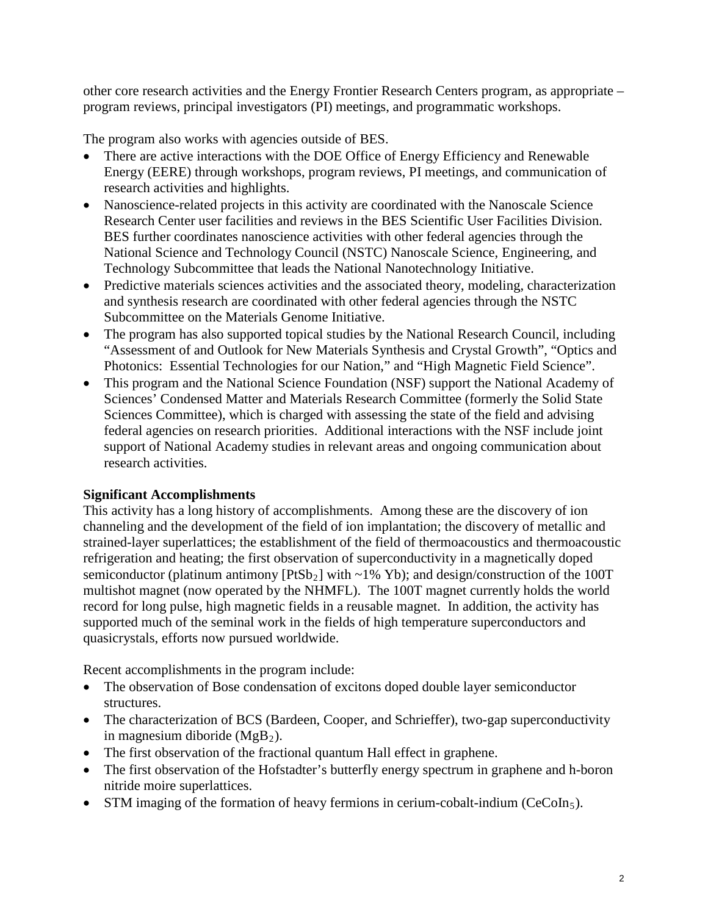other core research activities and the Energy Frontier Research Centers program, as appropriate – program reviews, principal investigators (PI) meetings, and programmatic workshops.

The program also works with agencies outside of BES.

- There are active interactions with the DOE Office of Energy Efficiency and Renewable Energy (EERE) through workshops, program reviews, PI meetings, and communication of research activities and highlights.
- Nanoscience-related projects in this activity are coordinated with the Nanoscale Science Research Center user facilities and reviews in the BES Scientific User Facilities Division. BES further coordinates nanoscience activities with other federal agencies through the National Science and Technology Council (NSTC) Nanoscale Science, Engineering, and Technology Subcommittee that leads the National Nanotechnology Initiative.
- Predictive materials sciences activities and the associated theory, modeling, characterization and synthesis research are coordinated with other federal agencies through the NSTC Subcommittee on the Materials Genome Initiative.
- The program has also supported topical studies by the National Research Council, including "Assessment of and Outlook for New Materials Synthesis and Crystal Growth", "Optics and Photonics: Essential Technologies for our Nation," and "High Magnetic Field Science".
- This program and the National Science Foundation (NSF) support the National Academy of Sciences' Condensed Matter and Materials Research Committee (formerly the Solid State Sciences Committee), which is charged with assessing the state of the field and advising federal agencies on research priorities. Additional interactions with the NSF include joint support of National Academy studies in relevant areas and ongoing communication about research activities.

**Significant Accomplishments**

This activity has a long history of accomplishments. Among these are the discovery of ion channeling and the development of the field of ion implantation; the discovery of metallic and strained-layer superlattices; the establishment of the field of thermoacoustics and thermoacoustic refrigeration and heating; the first observation of superconductivity in a magnetically doped semiconductor (platinum antimony [$PtSb_2$] with ~1% Yb); and design/construction of the 100T multishot magnet (now operated by the NHMFL). The 100T magnet currently holds the world record for long pulse, high magnetic fields in a reusable magnet. In addition, the activity has supported much of the seminal work in the fields of high temperature superconductors and quasicrystals, efforts now pursued worldwide.

Recent accomplishments in the program include:

- The observation of Bose condensation of excitons doped double layer semiconductor structures.
- The characterization of BCS (Bardeen, Cooper, and Schrieffer), two-gap superconductivity in magnesium diboride ($MgB_2$).
- The first observation of the fractional quantum Hall effect in graphene.
- The first observation of the Hofstadter's butterfly energy spectrum in graphene and h-boron nitride moire superlattices.
- STM imaging of the formation of heavy fermions in cerium-cobalt-indium ($CeCoIn_5$).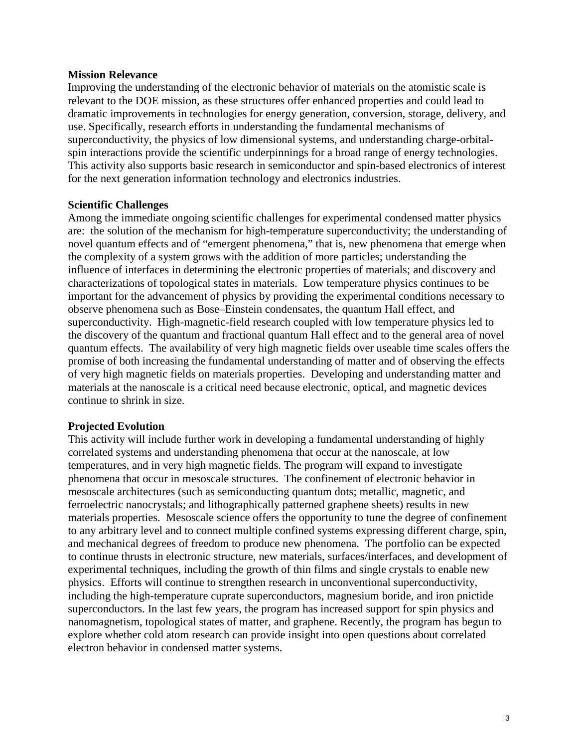**Mission Relevance**

Improving the understanding of the electronic behavior of materials on the atomistic scale is relevant to the DOE mission, as these structures offer enhanced properties and could lead to dramatic improvements in technologies for energy generation, conversion, storage, delivery, and use. Specifically, research efforts in understanding the fundamental mechanisms of superconductivity, the physics of low dimensional systems, and understanding charge-orbital-spin interactions provide the scientific underpinnings for a broad range of energy technologies. This activity also supports basic research in semiconductor and spin-based electronics of interest for the next generation information technology and electronics industries.

**Scientific Challenges**

Among the immediate ongoing scientific challenges for experimental condensed matter physics are: the solution of the mechanism for high-temperature superconductivity; the understanding of novel quantum effects and of "emergent phenomena," that is, new phenomena that emerge when the complexity of a system grows with the addition of more particles; understanding the influence of interfaces in determining the electronic properties of materials; and discovery and characterizations of topological states in materials. Low temperature physics continues to be important for the advancement of physics by providing the experimental conditions necessary to observe phenomena such as Bose–Einstein condensates, the quantum Hall effect, and superconductivity. High-magnetic-field research coupled with low temperature physics led to the discovery of the quantum and fractional quantum Hall effect and to the general area of novel quantum effects. The availability of very high magnetic fields over useable time scales offers the promise of both increasing the fundamental understanding of matter and of observing the effects of very high magnetic fields on materials properties. Developing and understanding matter and materials at the nanoscale is a critical need because electronic, optical, and magnetic devices continue to shrink in size.

**Projected Evolution**

This activity will include further work in developing a fundamental understanding of highly correlated systems and understanding phenomena that occur at the nanoscale, at low temperatures, and in very high magnetic fields. The program will expand to investigate phenomena that occur in mesoscale structures. The confinement of electronic behavior in mesoscale architectures (such as semiconducting quantum dots; metallic, magnetic, and ferroelectric nanocrystals; and lithographically patterned graphene sheets) results in new materials properties. Mesoscale science offers the opportunity to tune the degree of confinement to any arbitrary level and to connect multiple confined systems expressing different charge, spin, and mechanical degrees of freedom to produce new phenomena. The portfolio can be expected to continue thrusts in electronic structure, new materials, surfaces/interfaces, and development of experimental techniques, including the growth of thin films and single crystals to enable new physics. Efforts will continue to strengthen research in unconventional superconductivity, including the high-temperature cuprate superconductors, magnesium boride, and iron pnictide superconductors. In the last few years, the program has increased support for spin physics and nanomagnetism, topological states of matter, and graphene. Recently, the program has begun to explore whether cold atom research can provide insight into open questions about correlated electron behavior in condensed matter systems.